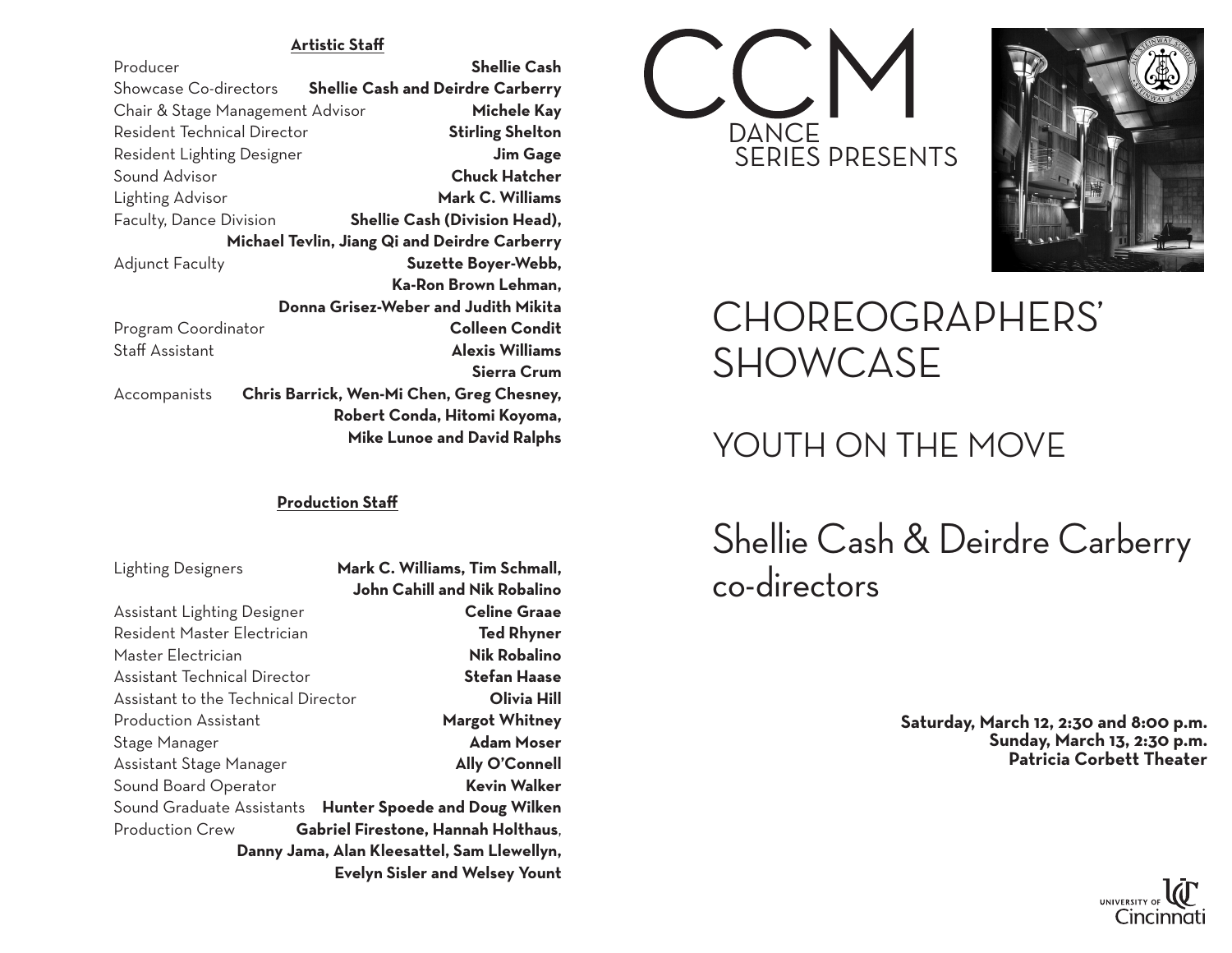## Artistic Staff

| | |
|---|---|
| Producer | **Shellie Cash** |
| Showcase Co-directors | **Shellie Cash and Deirdre Carberry** |
| Chair & Stage Management Advisor | **Michele Kay** |
| Resident Technical Director | **Stirling Shelton** |
| Resident Lighting Designer | **Jim Gage** |
| Sound Advisor | **Chuck Hatcher** |
| Lighting Advisor | **Mark C. Williams** |
| Faculty, Dance Division | **Shellie Cash (Division Head), Michael Tevlin, Jiang Qi and Deirdre Carberry** |
| Adjunct Faculty | **Suzette Boyer-Webb, Ka-Ron Brown Lehman, Donna Grisez-Weber and Judith Mikita** |
| Program Coordinator | **Colleen Condit** |
| Staff Assistant | **Alexis Williams, Sierra Crum** |
| Accompanists | **Chris Barrick, Wen-Mi Chen, Greg Chesney, Robert Conda, Hitomi Koyoma, Mike Lunoe and David Ralphs** |

## Production Staff

| | |
|---|---|
| Lighting Designers | **Mark C. Williams, Tim Schmall, John Cahill and Nik Robalino** |
| Assistant Lighting Designer | **Celine Graae** |
| Resident Master Electrician | **Ted Rhyner** |
| Master Electrician | **Nik Robalino** |
| Assistant Technical Director | **Stefan Haase** |
| Assistant to the Technical Director | **Olivia Hill** |
| Production Assistant | **Margot Whitney** |
| Stage Manager | **Adam Moser** |
| Assistant Stage Manager | **Ally O'Connell** |
| Sound Board Operator | **Kevin Walker** |
| Sound Graduate Assistants | **Hunter Spoede and Doug Wilken** |
| Production Crew | **Gabriel Firestone, Hannah Holthaus, Danny Jama, Alan Kleesattel, Sam Llewellyn, Evelyn Sisler and Welsey Yount** |

# CCM DANCE SERIES PRESENTS

# CHOREOGRAPHERS' SHOWCASE

## YOUTH ON THE MOVE

## Shellie Cash & Deirdre Carberry co-directors

**Saturday, March 12, 2:30 and 8:00 p.m.**
**Sunday, March 13, 2:30 p.m.**
**Patricia Corbett Theater**

University of Cincinnati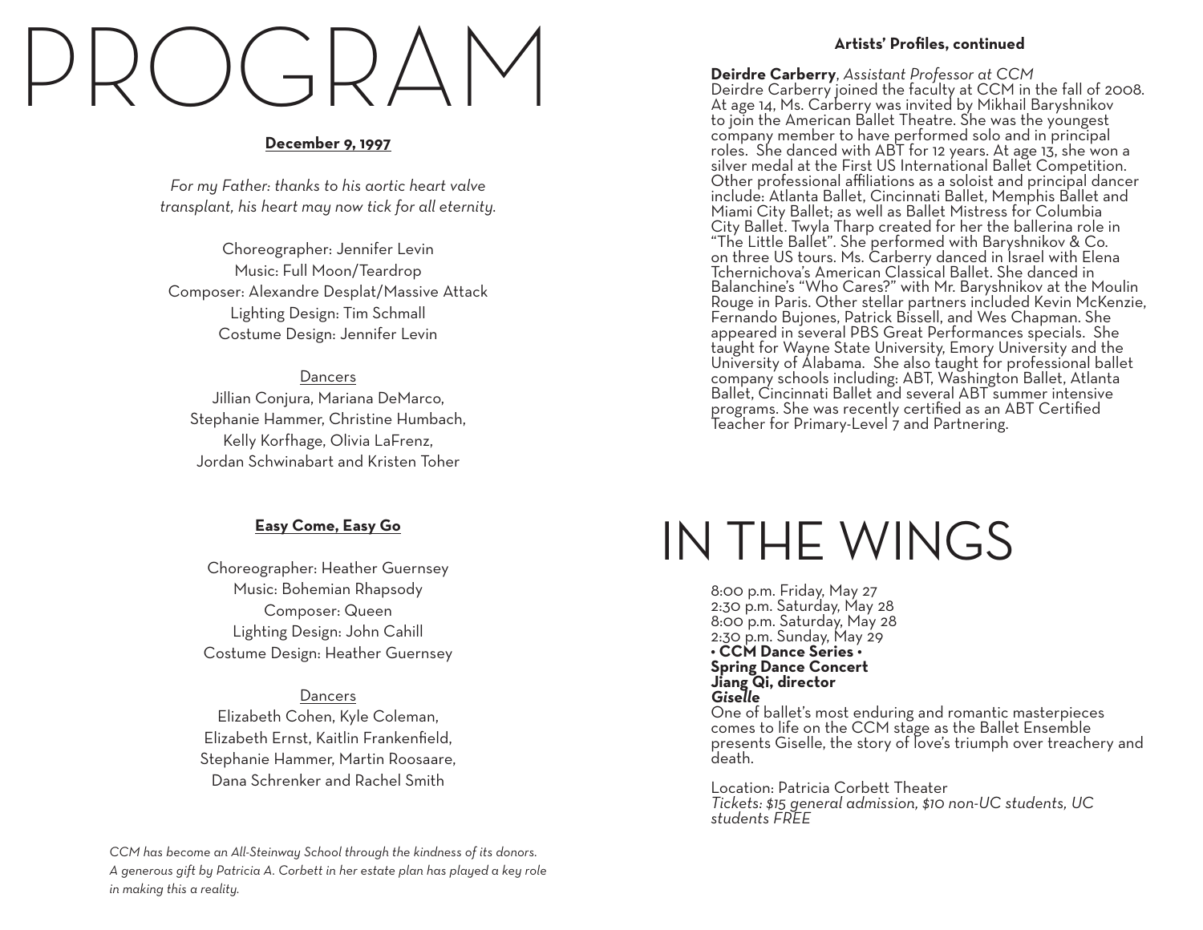# PROGRAM

**December 9, 1997**

*For my Father: thanks to his aortic heart valve transplant, his heart may now tick for all eternity.*

Choreographer: Jennifer Levin
Music: Full Moon/Teardrop
Composer: Alexandre Desplat/Massive Attack
Lighting Design: Tim Schmall
Costume Design: Jennifer Levin

Dancers
Jillian Conjura, Mariana DeMarco,
Stephanie Hammer, Christine Humbach,
Kelly Korfhage, Olivia LaFrenz,
Jordan Schwinabart and Kristen Toher

**Easy Come, Easy Go**

Choreographer: Heather Guernsey
Music: Bohemian Rhapsody
Composer: Queen
Lighting Design: John Cahill
Costume Design: Heather Guernsey

Dancers
Elizabeth Cohen, Kyle Coleman,
Elizabeth Ernst, Kaitlin Frankenfield,
Stephanie Hammer, Martin Roosaare,
Dana Schrenker and Rachel Smith

*CCM has become an All-Steinway School through the kindness of its donors. A generous gift by Patricia A. Corbett in her estate plan has played a key role in making this a reality.*

**Artists' Profiles, continued**

**Deirdre Carberry**, *Assistant Professor at CCM*
Deirdre Carberry joined the faculty at CCM in the fall of 2008. At age 14, Ms. Carberry was invited by Mikhail Baryshnikov to join the American Ballet Theatre. She was the youngest company member to have performed solo and in principal roles. She danced with ABT for 12 years. At age 13, she won a silver medal at the First US International Ballet Competition. Other professional affiliations as a soloist and principal dancer include: Atlanta Ballet, Cincinnati Ballet, Memphis Ballet and Miami City Ballet; as well as Ballet Mistress for Columbia City Ballet. Twyla Tharp created for her the ballerina role in "The Little Ballet". She performed with Baryshnikov & Co. on three US tours. Ms. Carberry danced in Israel with Elena Tchernichova's American Classical Ballet. She danced in Balanchine's "Who Cares?" with Mr. Baryshnikov at the Moulin Rouge in Paris. Other stellar partners included Kevin McKenzie, Fernando Bujones, Patrick Bissell, and Wes Chapman. She appeared in several PBS Great Performances specials. She taught for Wayne State University, Emory University and the University of Alabama. She also taught for professional ballet company schools including: ABT, Washington Ballet, Atlanta Ballet, Cincinnati Ballet and several ABT summer intensive programs. She was recently certified as an ABT Certified Teacher for Primary-Level 7 and Partnering.

# IN THE WINGS

8:00 p.m. Friday, May 27
2:30 p.m. Saturday, May 28
8:00 p.m. Saturday, May 28
2:30 p.m. Sunday, May 29
**• CCM Dance Series •**
**Spring Dance Concert**
**Jiang Qi, director**
***Giselle***
One of ballet's most enduring and romantic masterpieces comes to life on the CCM stage as the Ballet Ensemble presents Giselle, the story of love's triumph over treachery and death.

Location: Patricia Corbett Theater
*Tickets: $15 general admission, $10 non-UC students, UC students FREE*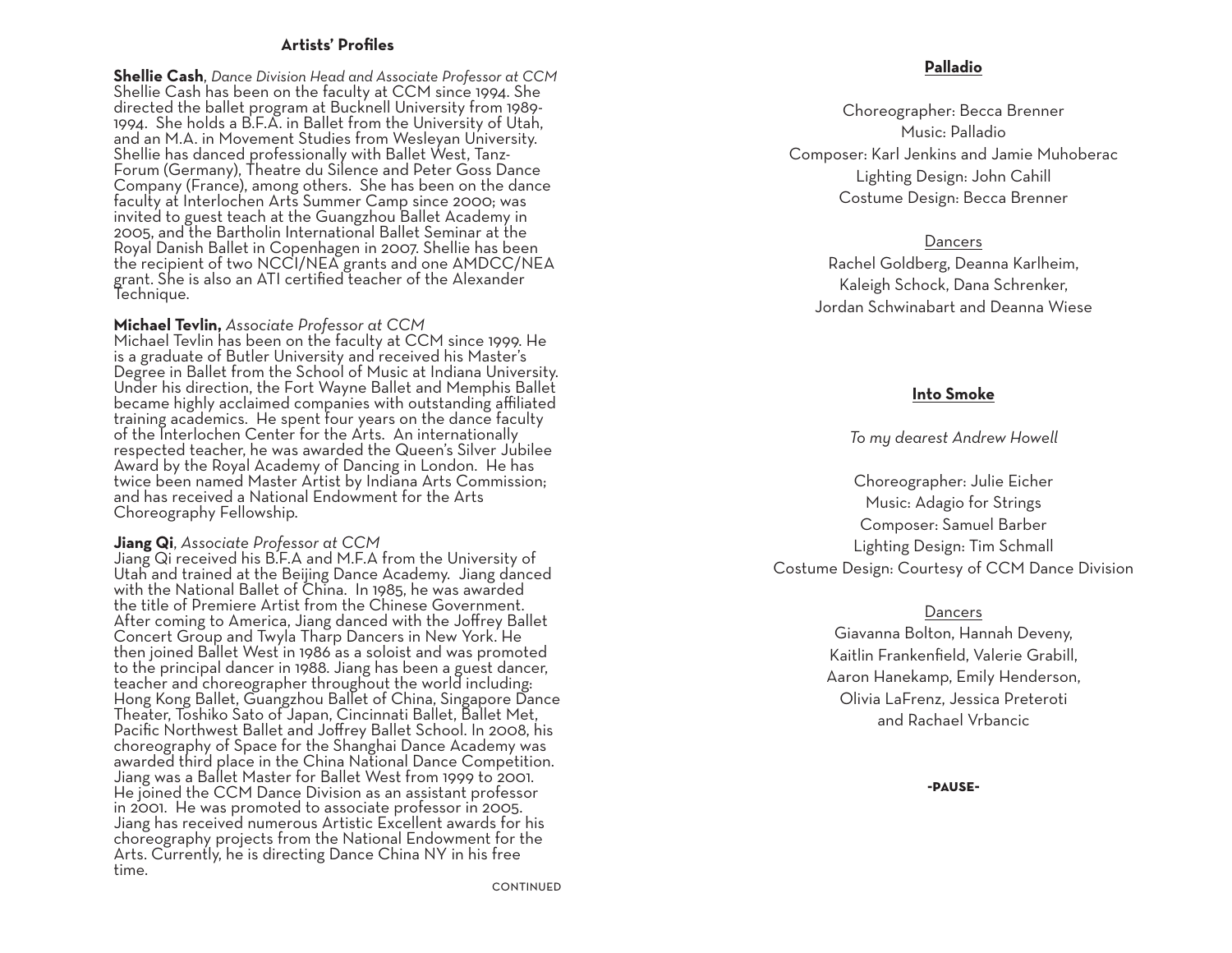## Artists' Profiles

**Shellie Cash**, *Dance Division Head and Associate Professor at CCM*
Shellie Cash has been on the faculty at CCM since 1994. She directed the ballet program at Bucknell University from 1989-1994. She holds a B.F.A. in Ballet from the University of Utah, and an M.A. in Movement Studies from Wesleyan University. Shellie has danced professionally with Ballet West, Tanz-Forum (Germany), Theatre du Silence and Peter Goss Dance Company (France), among others. She has been on the dance faculty at Interlochen Arts Summer Camp since 2000; was invited to guest teach at the Guangzhou Ballet Academy in 2005, and the Bartholin International Ballet Seminar at the Royal Danish Ballet in Copenhagen in 2007. Shellie has been the recipient of two NCCI/NEA grants and one AMDCC/NEA grant. She is also an ATI certified teacher of the Alexander Technique.

**Michael Tevlin,** *Associate Professor at CCM*
Michael Tevlin has been on the faculty at CCM since 1999. He is a graduate of Butler University and received his Master's Degree in Ballet from the School of Music at Indiana University. Under his direction, the Fort Wayne Ballet and Memphis Ballet became highly acclaimed companies with outstanding affiliated training academics. He spent four years on the dance faculty of the Interlochen Center for the Arts. An internationally respected teacher, he was awarded the Queen's Silver Jubilee Award by the Royal Academy of Dancing in London. He has twice been named Master Artist by Indiana Arts Commission; and has received a National Endowment for the Arts Choreography Fellowship.

**Jiang Qi**, *Associate Professor at CCM*
Jiang Qi received his B.F.A and M.F.A from the University of Utah and trained at the Beijing Dance Academy. Jiang danced with the National Ballet of China. In 1985, he was awarded the title of Premiere Artist from the Chinese Government. After coming to America, Jiang danced with the Joffrey Ballet Concert Group and Twyla Tharp Dancers in New York. He then joined Ballet West in 1986 as a soloist and was promoted to the principal dancer in 1988. Jiang has been a guest dancer, teacher and choreographer throughout the world including: Hong Kong Ballet, Guangzhou Ballet of China, Singapore Dance Theater, Toshiko Sato of Japan, Cincinnati Ballet, Ballet Met, Pacific Northwest Ballet and Joffrey Ballet School. In 2008, his choreography of Space for the Shanghai Dance Academy was awarded third place in the China National Dance Competition. Jiang was a Ballet Master for Ballet West from 1999 to 2001. He joined the CCM Dance Division as an assistant professor in 2001. He was promoted to associate professor in 2005. Jiang has received numerous Artistic Excellent awards for his choreography projects from the National Endowment for the Arts. Currently, he is directing Dance China NY in his free time.

CONTINUED

## Palladio

Choreographer: Becca Brenner
Music: Palladio
Composer: Karl Jenkins and Jamie Muhoberac
Lighting Design: John Cahill
Costume Design: Becca Brenner

Dancers
Rachel Goldberg, Deanna Karlheim,
Kaleigh Schock, Dana Schrenker,
Jordan Schwinabart and Deanna Wiese

## Into Smoke

*To my dearest Andrew Howell*

Choreographer: Julie Eicher
Music: Adagio for Strings
Composer: Samuel Barber
Lighting Design: Tim Schmall
Costume Design: Courtesy of CCM Dance Division

Dancers
Giavanna Bolton, Hannah Deveny,
Kaitlin Frankenfield, Valerie Grabill,
Aaron Hanekamp, Emily Henderson,
Olivia LaFrenz, Jessica Preteroti
and Rachael Vrbancic

**-PAUSE-**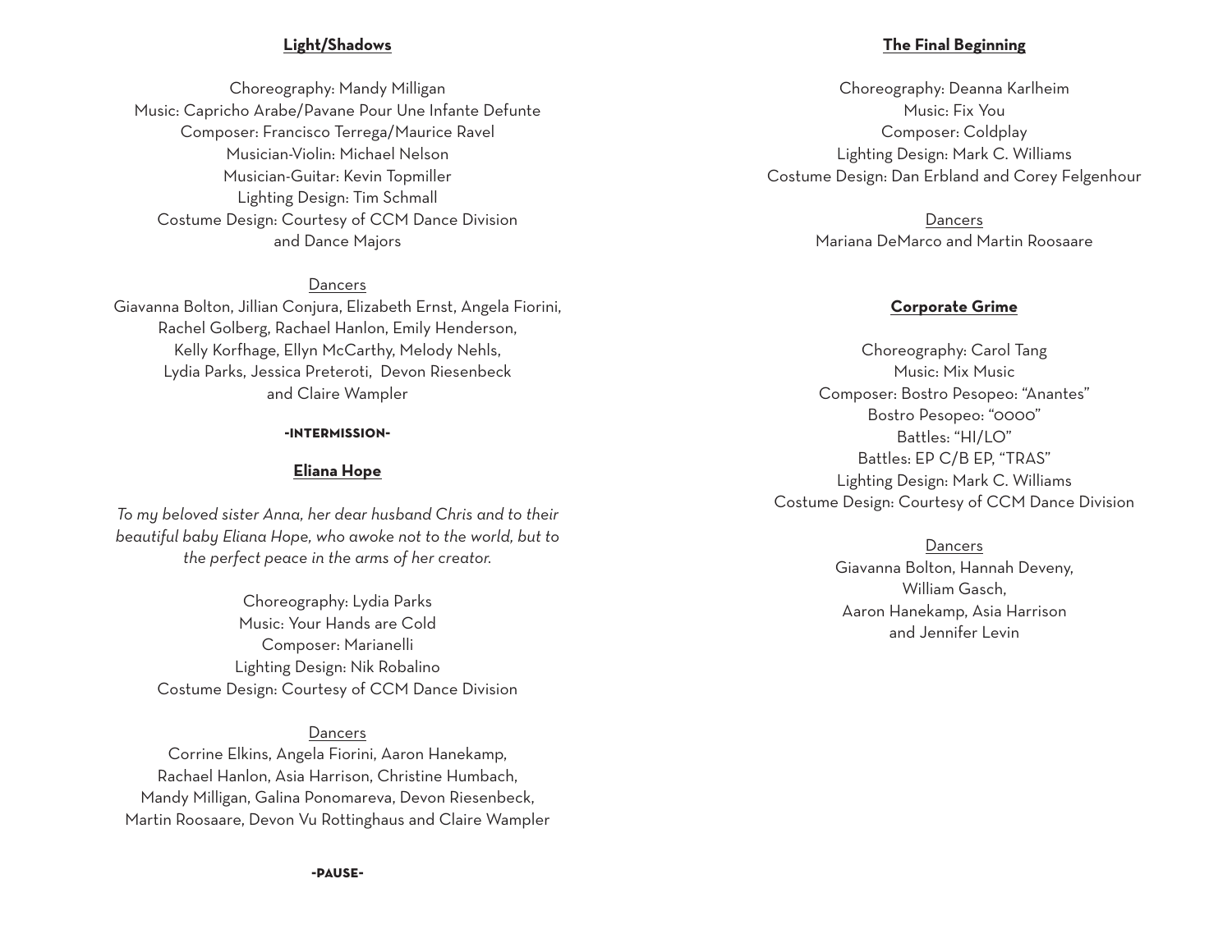## Light/Shadows

Choreography: Mandy Milligan
Music: Capricho Arabe/Pavane Pour Une Infante Defunte
Composer: Francisco Terrega/Maurice Ravel
Musician-Violin: Michael Nelson
Musician-Guitar: Kevin Topmiller
Lighting Design: Tim Schmall
Costume Design: Courtesy of CCM Dance Division and Dance Majors

Dancers

Giavanna Bolton, Jillian Conjura, Elizabeth Ernst, Angela Fiorini, Rachel Golberg, Rachael Hanlon, Emily Henderson, Kelly Korfhage, Ellyn McCarthy, Melody Nehls, Lydia Parks, Jessica Preteroti, Devon Riesenbeck and Claire Wampler

**-INTERMISSION-**

## Eliana Hope

*To my beloved sister Anna, her dear husband Chris and to their beautiful baby Eliana Hope, who awoke not to the world, but to the perfect peace in the arms of her creator.*

Choreography: Lydia Parks
Music: Your Hands are Cold
Composer: Marianelli
Lighting Design: Nik Robalino
Costume Design: Courtesy of CCM Dance Division

Dancers

Corrine Elkins, Angela Fiorini, Aaron Hanekamp, Rachael Hanlon, Asia Harrison, Christine Humbach, Mandy Milligan, Galina Ponomareva, Devon Riesenbeck, Martin Roosaare, Devon Vu Rottinghaus and Claire Wampler

**-PAUSE-**

## The Final Beginning

Choreography: Deanna Karlheim
Music: Fix You
Composer: Coldplay
Lighting Design: Mark C. Williams
Costume Design: Dan Erbland and Corey Felgenhour

Dancers

Mariana DeMarco and Martin Roosaare

## Corporate Grime

Choreography: Carol Tang
Music: Mix Music
Composer: Bostro Pesopeo: "Anantes"
Bostro Pesopeo: "0000"
Battles: "HI/LO"
Battles: EP C/B EP, "TRAS"
Lighting Design: Mark C. Williams
Costume Design: Courtesy of CCM Dance Division

Dancers

Giavanna Bolton, Hannah Deveny, William Gasch, Aaron Hanekamp, Asia Harrison and Jennifer Levin